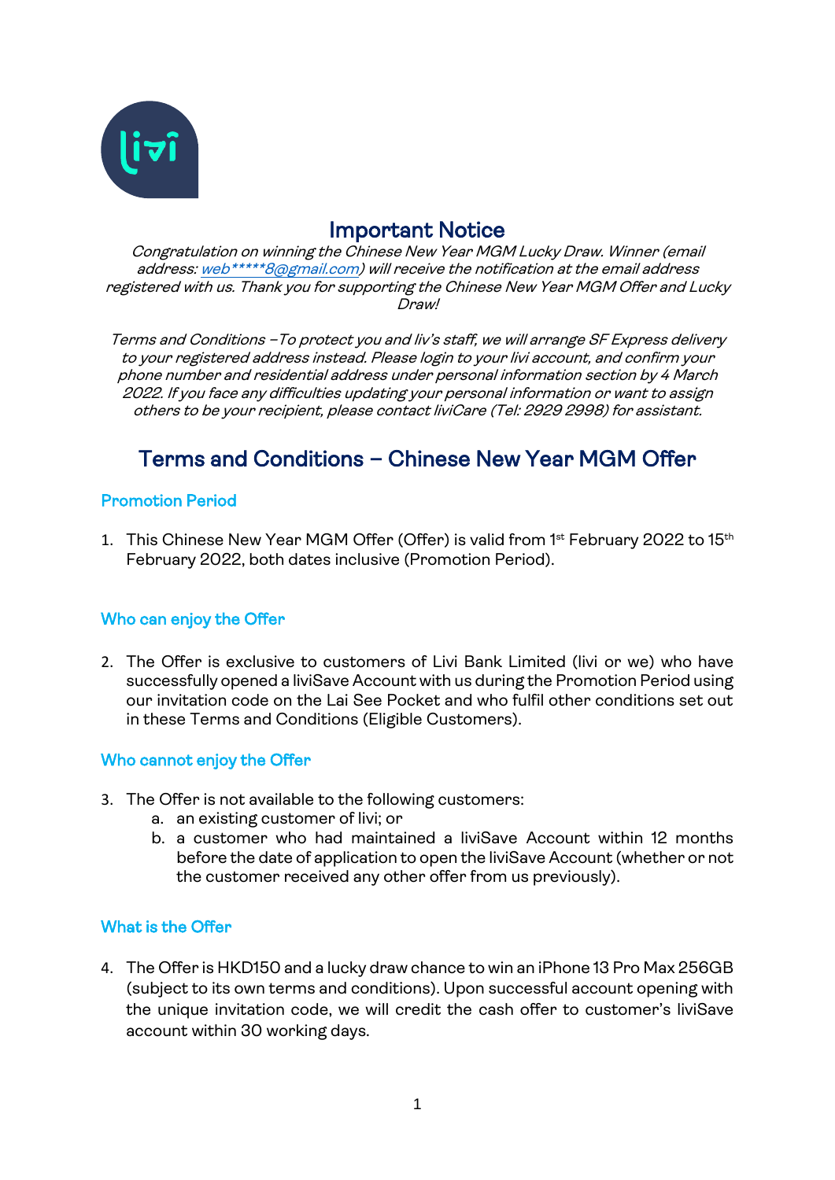# Important Notice

*Congratulation on winning the Chinese New Year MGM Lucky Draw. Winner (email address: web*****8@gmail.com) will receive the notification at the email address registered with us. Thank you for supporting the Chinese New Year MGM Offer and Lucky Draw!*

*Terms and Conditions –To protect you and liv's staff, we will arrange SF Express delivery to your registered address instead. Please login to your livi account, and confirm your phone number and residential address under personal information section by 4 March 2022. If you face any difficulties updating your personal information or want to assign others to be your recipient, please contact liviCare (Tel: 2929 2998) for assistant.*

# Terms and Conditions – Chinese New Year MGM Offer

## Promotion Period

1. This Chinese New Year MGM Offer (Offer) is valid from 1st February 2022 to 15th February 2022, both dates inclusive (Promotion Period).

## Who can enjoy the Offer

2. The Offer is exclusive to customers of Livi Bank Limited (livi or we) who have successfully opened a liviSave Account with us during the Promotion Period using our invitation code on the Lai See Pocket and who fulfil other conditions set out in these Terms and Conditions (Eligible Customers).

## Who cannot enjoy the Offer

3. The Offer is not available to the following customers:
   a. an existing customer of livi; or
   b. a customer who had maintained a liviSave Account within 12 months before the date of application to open the liviSave Account (whether or not the customer received any other offer from us previously).

## What is the Offer

4. The Offer is HKD150 and a lucky draw chance to win an iPhone 13 Pro Max 256GB (subject to its own terms and conditions). Upon successful account opening with the unique invitation code, we will credit the cash offer to customer's liviSave account within 30 working days.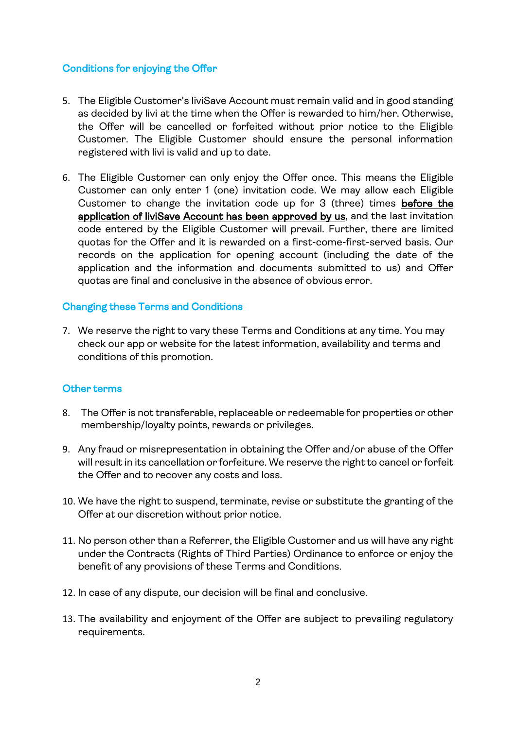## Conditions for enjoying the Offer

5. The Eligible Customer's liviSave Account must remain valid and in good standing as decided by livi at the time when the Offer is rewarded to him/her. Otherwise, the Offer will be cancelled or forfeited without prior notice to the Eligible Customer. The Eligible Customer should ensure the personal information registered with livi is valid and up to date.

6. The Eligible Customer can only enjoy the Offer once. This means the Eligible Customer can only enter 1 (one) invitation code. We may allow each Eligible Customer to change the invitation code up for 3 (three) times **before the application of liviSave Account has been approved by us**, and the last invitation code entered by the Eligible Customer will prevail. Further, there are limited quotas for the Offer and it is rewarded on a first-come-first-served basis. Our records on the application for opening account (including the date of the application and the information and documents submitted to us) and Offer quotas are final and conclusive in the absence of obvious error.

## Changing these Terms and Conditions

7. We reserve the right to vary these Terms and Conditions at any time. You may check our app or website for the latest information, availability and terms and conditions of this promotion.

## Other terms

8. The Offer is not transferable, replaceable or redeemable for properties or other membership/loyalty points, rewards or privileges.

9. Any fraud or misrepresentation in obtaining the Offer and/or abuse of the Offer will result in its cancellation or forfeiture. We reserve the right to cancel or forfeit the Offer and to recover any costs and loss.

10. We have the right to suspend, terminate, revise or substitute the granting of the Offer at our discretion without prior notice.

11. No person other than a Referrer, the Eligible Customer and us will have any right under the Contracts (Rights of Third Parties) Ordinance to enforce or enjoy the benefit of any provisions of these Terms and Conditions.

12. In case of any dispute, our decision will be final and conclusive.

13. The availability and enjoyment of the Offer are subject to prevailing regulatory requirements.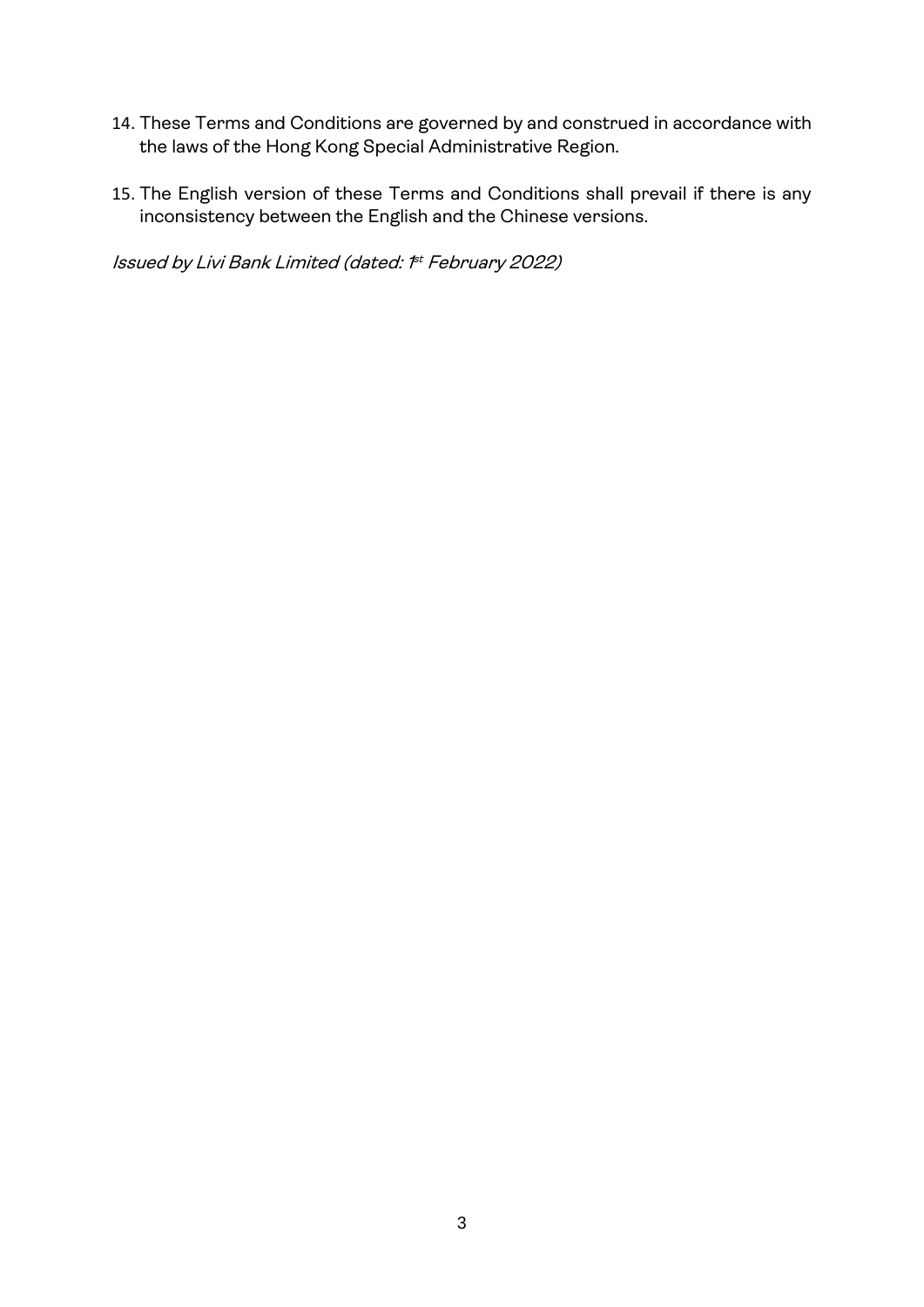14. These Terms and Conditions are governed by and construed in accordance with the laws of the Hong Kong Special Administrative Region.

15. The English version of these Terms and Conditions shall prevail if there is any inconsistency between the English and the Chinese versions.

*Issued by Livi Bank Limited (dated: 1st February 2022)*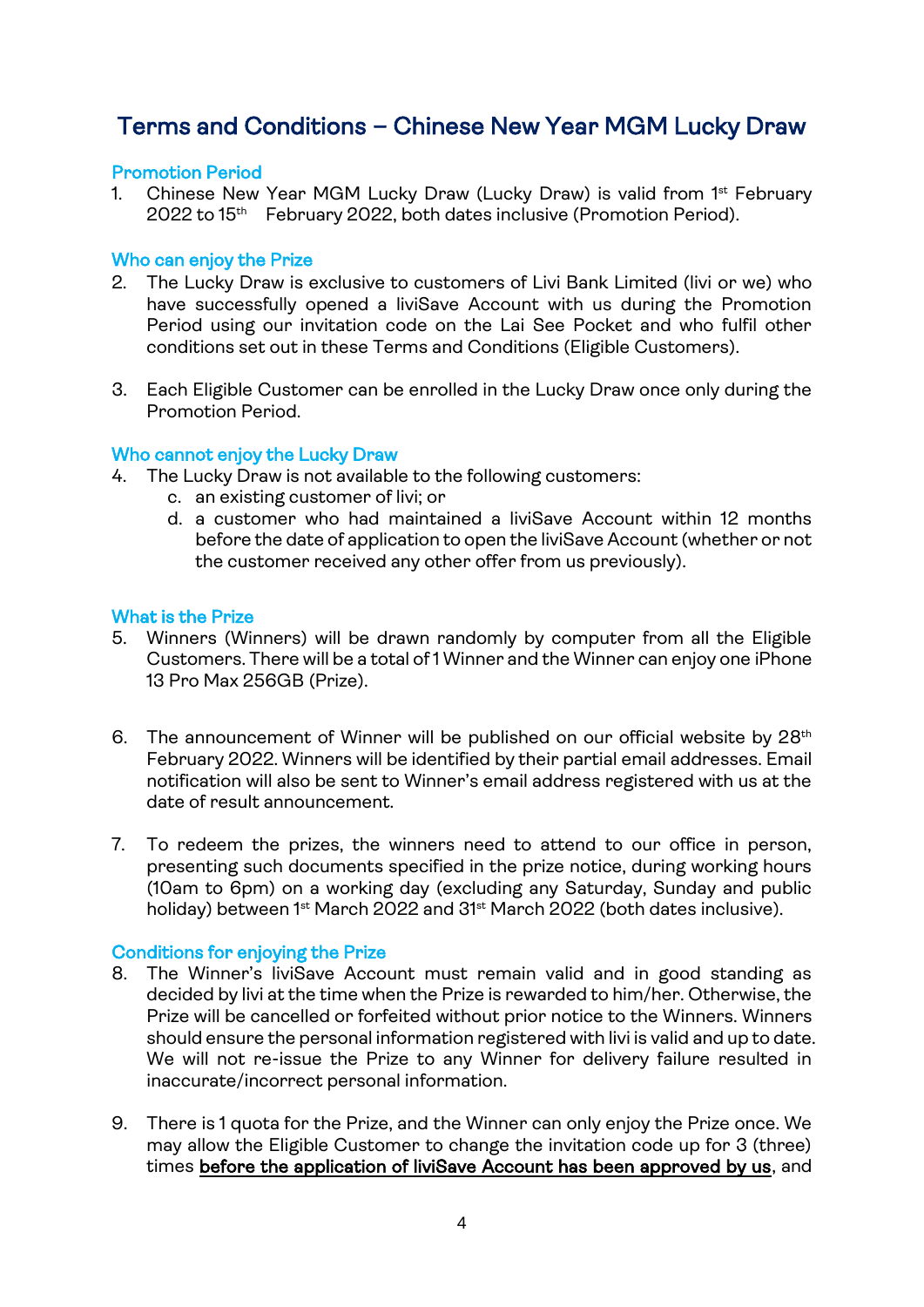# Terms and Conditions – Chinese New Year MGM Lucky Draw

### Promotion Period

1. Chinese New Year MGM Lucky Draw (Lucky Draw) is valid from 1st February 2022 to 15th February 2022, both dates inclusive (Promotion Period).

### Who can enjoy the Prize

2. The Lucky Draw is exclusive to customers of Livi Bank Limited (livi or we) who have successfully opened a liviSave Account with us during the Promotion Period using our invitation code on the Lai See Pocket and who fulfil other conditions set out in these Terms and Conditions (Eligible Customers).

3. Each Eligible Customer can be enrolled in the Lucky Draw once only during the Promotion Period.

### Who cannot enjoy the Lucky Draw

4. The Lucky Draw is not available to the following customers:
   c. an existing customer of livi; or
   d. a customer who had maintained a liviSave Account within 12 months before the date of application to open the liviSave Account (whether or not the customer received any other offer from us previously).

### What is the Prize

5. Winners (Winners) will be drawn randomly by computer from all the Eligible Customers. There will be a total of 1 Winner and the Winner can enjoy one iPhone 13 Pro Max 256GB (Prize).

6. The announcement of Winner will be published on our official website by 28th February 2022. Winners will be identified by their partial email addresses. Email notification will also be sent to Winner's email address registered with us at the date of result announcement.

7. To redeem the prizes, the winners need to attend to our office in person, presenting such documents specified in the prize notice, during working hours (10am to 6pm) on a working day (excluding any Saturday, Sunday and public holiday) between 1st March 2022 and 31st March 2022 (both dates inclusive).

### Conditions for enjoying the Prize

8. The Winner's liviSave Account must remain valid and in good standing as decided by livi at the time when the Prize is rewarded to him/her. Otherwise, the Prize will be cancelled or forfeited without prior notice to the Winners. Winners should ensure the personal information registered with livi is valid and up to date. We will not re-issue the Prize to any Winner for delivery failure resulted in inaccurate/incorrect personal information.

9. There is 1 quota for the Prize, and the Winner can only enjoy the Prize once. We may allow the Eligible Customer to change the invitation code up for 3 (three) times <u>before the application of liviSave Account has been approved by us</u>, and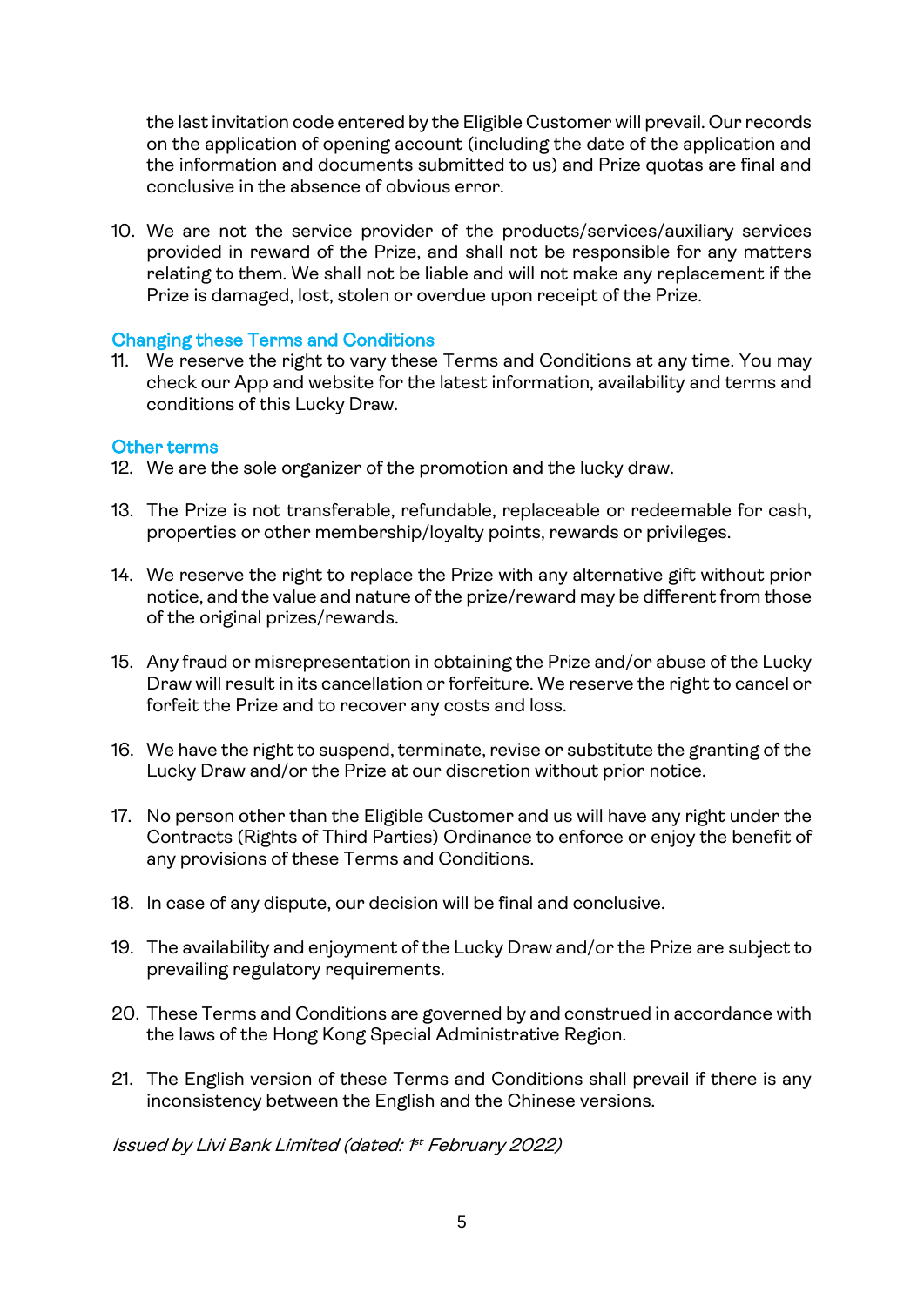the last invitation code entered by the Eligible Customer will prevail. Our records on the application of opening account (including the date of the application and the information and documents submitted to us) and Prize quotas are final and conclusive in the absence of obvious error.

10. We are not the service provider of the products/services/auxiliary services provided in reward of the Prize, and shall not be responsible for any matters relating to them. We shall not be liable and will not make any replacement if the Prize is damaged, lost, stolen or overdue upon receipt of the Prize.

## Changing these Terms and Conditions

11. We reserve the right to vary these Terms and Conditions at any time. You may check our App and website for the latest information, availability and terms and conditions of this Lucky Draw.

## Other terms

12. We are the sole organizer of the promotion and the lucky draw.

13. The Prize is not transferable, refundable, replaceable or redeemable for cash, properties or other membership/loyalty points, rewards or privileges.

14. We reserve the right to replace the Prize with any alternative gift without prior notice, and the value and nature of the prize/reward may be different from those of the original prizes/rewards.

15. Any fraud or misrepresentation in obtaining the Prize and/or abuse of the Lucky Draw will result in its cancellation or forfeiture. We reserve the right to cancel or forfeit the Prize and to recover any costs and loss.

16. We have the right to suspend, terminate, revise or substitute the granting of the Lucky Draw and/or the Prize at our discretion without prior notice.

17. No person other than the Eligible Customer and us will have any right under the Contracts (Rights of Third Parties) Ordinance to enforce or enjoy the benefit of any provisions of these Terms and Conditions.

18. In case of any dispute, our decision will be final and conclusive.

19. The availability and enjoyment of the Lucky Draw and/or the Prize are subject to prevailing regulatory requirements.

20. These Terms and Conditions are governed by and construed in accordance with the laws of the Hong Kong Special Administrative Region.

21. The English version of these Terms and Conditions shall prevail if there is any inconsistency between the English and the Chinese versions.

*Issued by Livi Bank Limited (dated: 1st February 2022)*